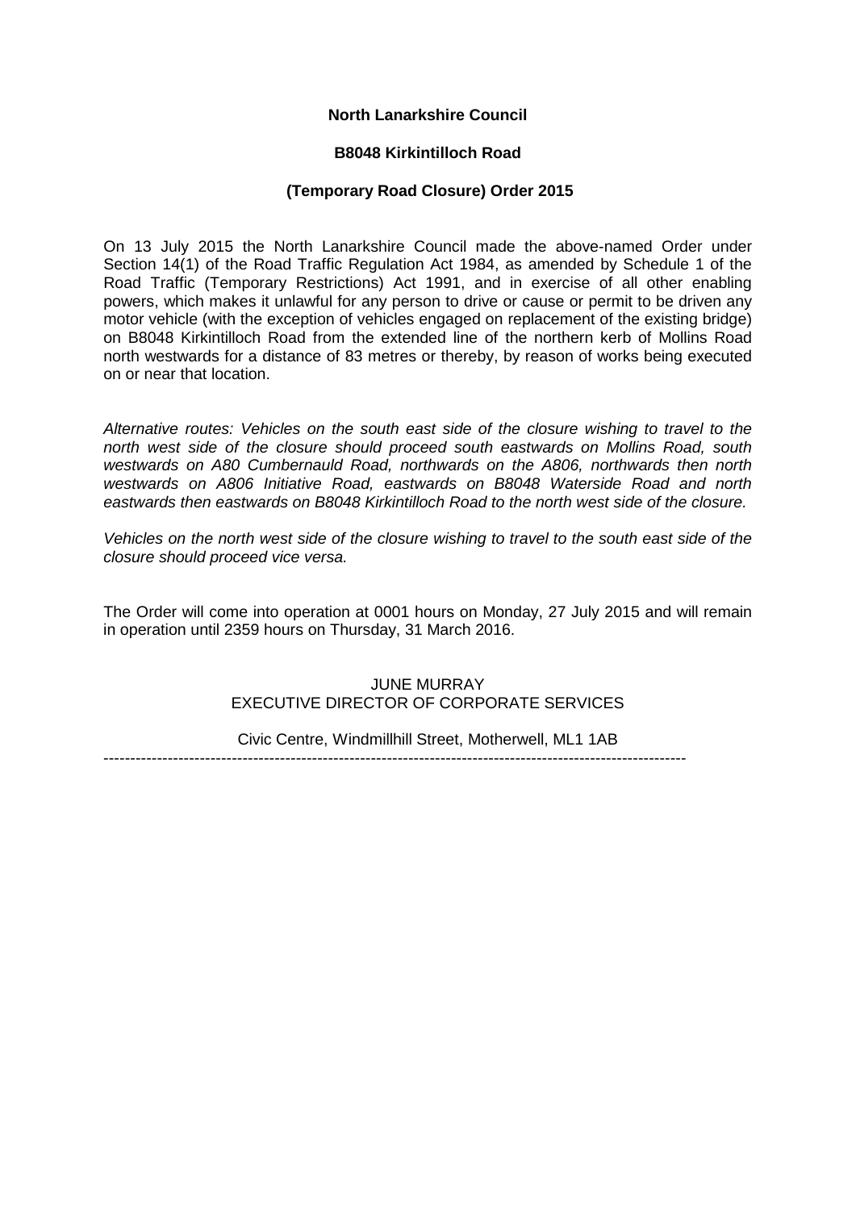**North Lanarkshire Council**

**B8048 Kirkintilloch Road**

**(Temporary Road Closure) Order 2015**

On 13 July 2015 the North Lanarkshire Council made the above-named Order under Section 14(1) of the Road Traffic Regulation Act 1984, as amended by Schedule 1 of the Road Traffic (Temporary Restrictions) Act 1991, and in exercise of all other enabling powers, which makes it unlawful for any person to drive or cause or permit to be driven any motor vehicle (with the exception of vehicles engaged on replacement of the existing bridge) on B8048 Kirkintilloch Road from the extended line of the northern kerb of Mollins Road north westwards for a distance of 83 metres or thereby, by reason of works being executed on or near that location.

*Alternative routes: Vehicles on the south east side of the closure wishing to travel to the north west side of the closure should proceed south eastwards on Mollins Road, south westwards on A80 Cumbernauld Road, northwards on the A806, northwards then north westwards on A806 Initiative Road, eastwards on B8048 Waterside Road and north eastwards then eastwards on B8048 Kirkintilloch Road to the north west side of the closure.*

*Vehicles on the north west side of the closure wishing to travel to the south east side of the closure should proceed vice versa.*

The Order will come into operation at 0001 hours on Monday, 27 July 2015 and will remain in operation until 2359 hours on Thursday, 31 March 2016.

JUNE MURRAY
EXECUTIVE DIRECTOR OF CORPORATE SERVICES

Civic Centre, Windmillhill Street, Motherwell, ML1 1AB

---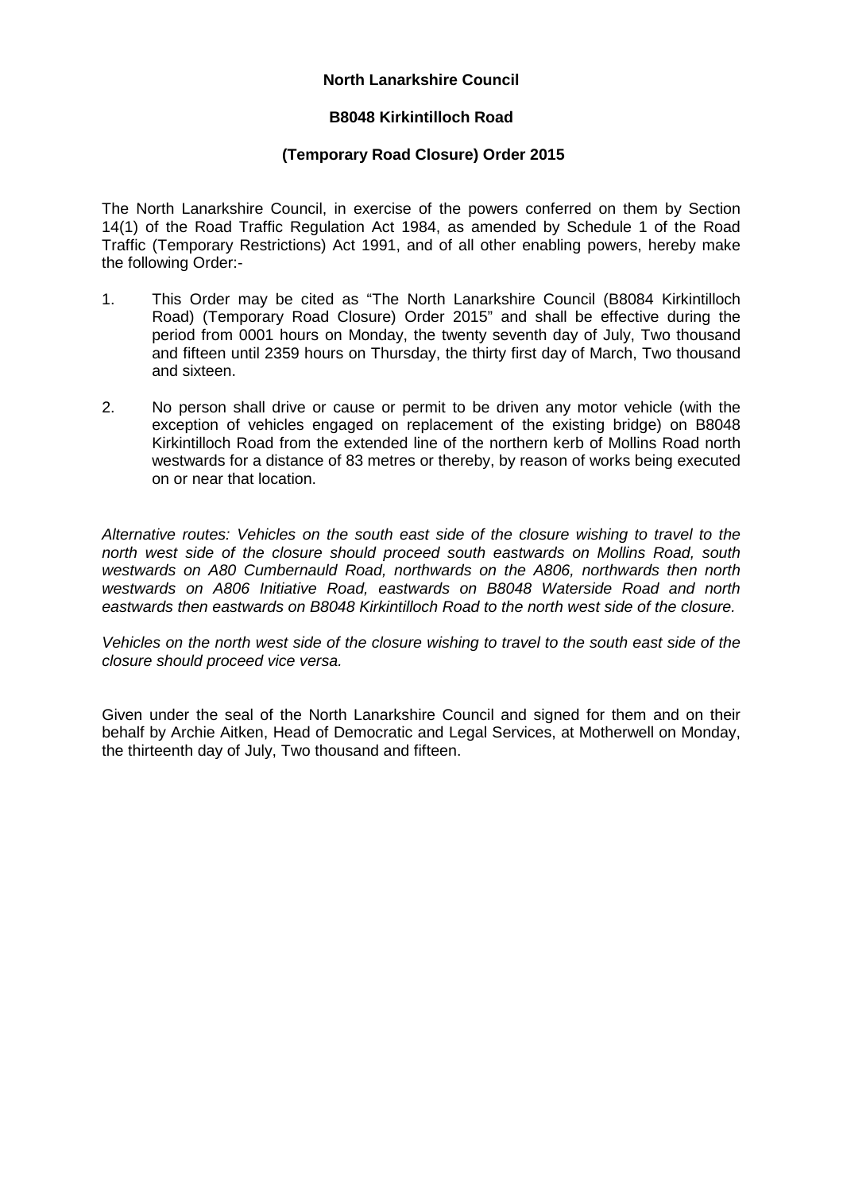**North Lanarkshire Council**

**B8048 Kirkintilloch Road**

**(Temporary Road Closure) Order 2015**

The North Lanarkshire Council, in exercise of the powers conferred on them by Section 14(1) of the Road Traffic Regulation Act 1984, as amended by Schedule 1 of the Road Traffic (Temporary Restrictions) Act 1991, and of all other enabling powers, hereby make the following Order:-

1. This Order may be cited as "The North Lanarkshire Council (B8084 Kirkintilloch Road) (Temporary Road Closure) Order 2015" and shall be effective during the period from 0001 hours on Monday, the twenty seventh day of July, Two thousand and fifteen until 2359 hours on Thursday, the thirty first day of March, Two thousand and sixteen.

2. No person shall drive or cause or permit to be driven any motor vehicle (with the exception of vehicles engaged on replacement of the existing bridge) on B8048 Kirkintilloch Road from the extended line of the northern kerb of Mollins Road north westwards for a distance of 83 metres or thereby, by reason of works being executed on or near that location.

*Alternative routes: Vehicles on the south east side of the closure wishing to travel to the north west side of the closure should proceed south eastwards on Mollins Road, south westwards on A80 Cumbernauld Road, northwards on the A806, northwards then north westwards on A806 Initiative Road, eastwards on B8048 Waterside Road and north eastwards then eastwards on B8048 Kirkintilloch Road to the north west side of the closure.*

*Vehicles on the north west side of the closure wishing to travel to the south east side of the closure should proceed vice versa.*

Given under the seal of the North Lanarkshire Council and signed for them and on their behalf by Archie Aitken, Head of Democratic and Legal Services, at Motherwell on Monday, the thirteenth day of July, Two thousand and fifteen.